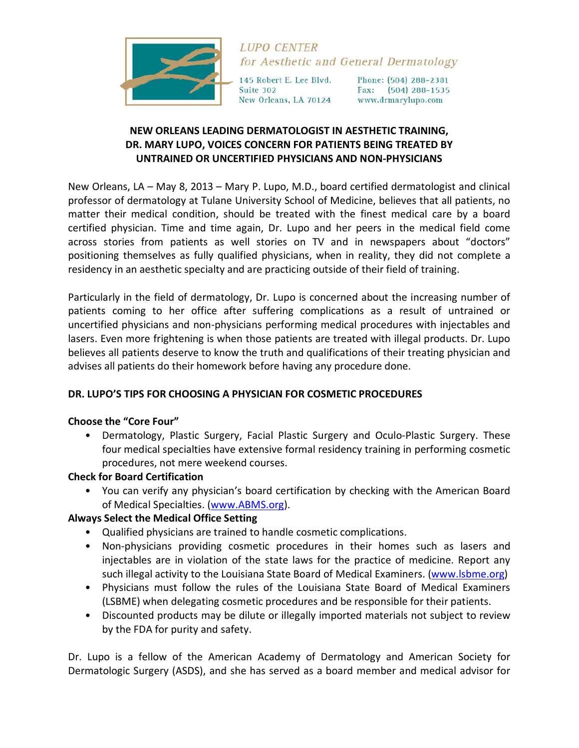LUPO CENTER
*for Aesthetic and General Dermatology*

145 Robert E. Lee Blvd.
Suite 302
New Orleans, LA 70124

Phone: (504) 288-2381
Fax: (504) 288-1535
www.drmarylupo.com

# NEW ORLEANS LEADING DERMATOLOGIST IN AESTHETIC TRAINING, DR. MARY LUPO, VOICES CONCERN FOR PATIENTS BEING TREATED BY UNTRAINED OR UNCERTIFIED PHYSICIANS AND NON-PHYSICIANS

New Orleans, LA – May 8, 2013 – Mary P. Lupo, M.D., board certified dermatologist and clinical professor of dermatology at Tulane University School of Medicine, believes that all patients, no matter their medical condition, should be treated with the finest medical care by a board certified physician. Time and time again, Dr. Lupo and her peers in the medical field come across stories from patients as well stories on TV and in newspapers about "doctors" positioning themselves as fully qualified physicians, when in reality, they did not complete a residency in an aesthetic specialty and are practicing outside of their field of training.

Particularly in the field of dermatology, Dr. Lupo is concerned about the increasing number of patients coming to her office after suffering complications as a result of untrained or uncertified physicians and non-physicians performing medical procedures with injectables and lasers. Even more frightening is when those patients are treated with illegal products. Dr. Lupo believes all patients deserve to know the truth and qualifications of their treating physician and advises all patients do their homework before having any procedure done.

## DR. LUPO'S TIPS FOR CHOOSING A PHYSICIAN FOR COSMETIC PROCEDURES

**Choose the "Core Four"**

- Dermatology, Plastic Surgery, Facial Plastic Surgery and Oculo-Plastic Surgery. These four medical specialties have extensive formal residency training in performing cosmetic procedures, not mere weekend courses.

**Check for Board Certification**

- You can verify any physician's board certification by checking with the American Board of Medical Specialties. (www.ABMS.org).

**Always Select the Medical Office Setting**

- Qualified physicians are trained to handle cosmetic complications.
- Non-physicians providing cosmetic procedures in their homes such as lasers and injectables are in violation of the state laws for the practice of medicine. Report any such illegal activity to the Louisiana State Board of Medical Examiners. (www.lsbme.org)
- Physicians must follow the rules of the Louisiana State Board of Medical Examiners (LSBME) when delegating cosmetic procedures and be responsible for their patients.
- Discounted products may be dilute or illegally imported materials not subject to review by the FDA for purity and safety.

Dr. Lupo is a fellow of the American Academy of Dermatology and American Society for Dermatologic Surgery (ASDS), and she has served as a board member and medical advisor for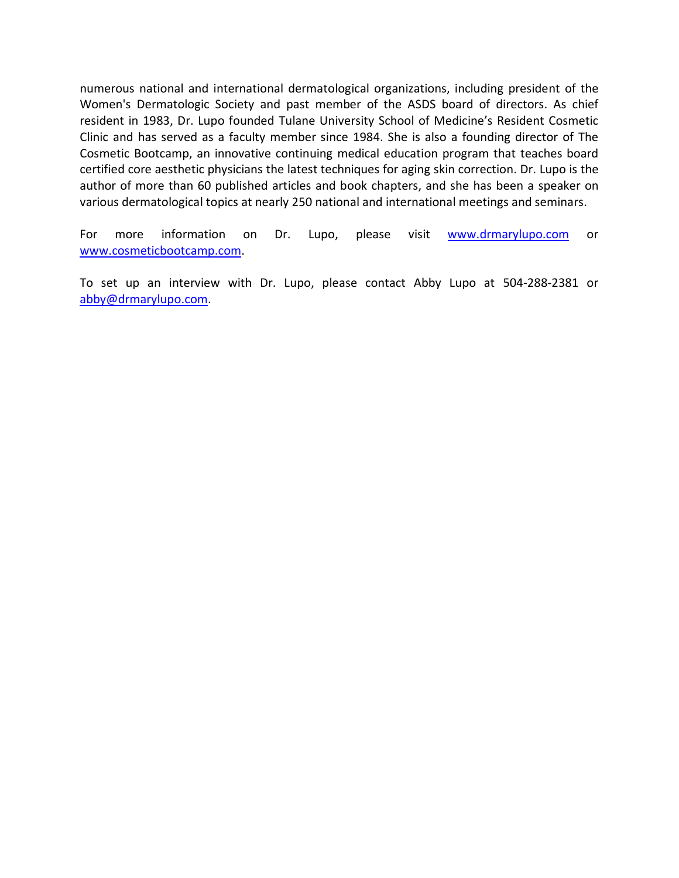numerous national and international dermatological organizations, including president of the Women's Dermatologic Society and past member of the ASDS board of directors. As chief resident in 1983, Dr. Lupo founded Tulane University School of Medicine's Resident Cosmetic Clinic and has served as a faculty member since 1984. She is also a founding director of The Cosmetic Bootcamp, an innovative continuing medical education program that teaches board certified core aesthetic physicians the latest techniques for aging skin correction. Dr. Lupo is the author of more than 60 published articles and book chapters, and she has been a speaker on various dermatological topics at nearly 250 national and international meetings and seminars.

For more information on Dr. Lupo, please visit [www.drmarylupo.com](http://www.drmarylupo.com) or [www.cosmeticbootcamp.com](http://www.cosmeticbootcamp.com).

To set up an interview with Dr. Lupo, please contact Abby Lupo at 504-288-2381 or [abby@drmarylupo.com](mailto:abby@drmarylupo.com).